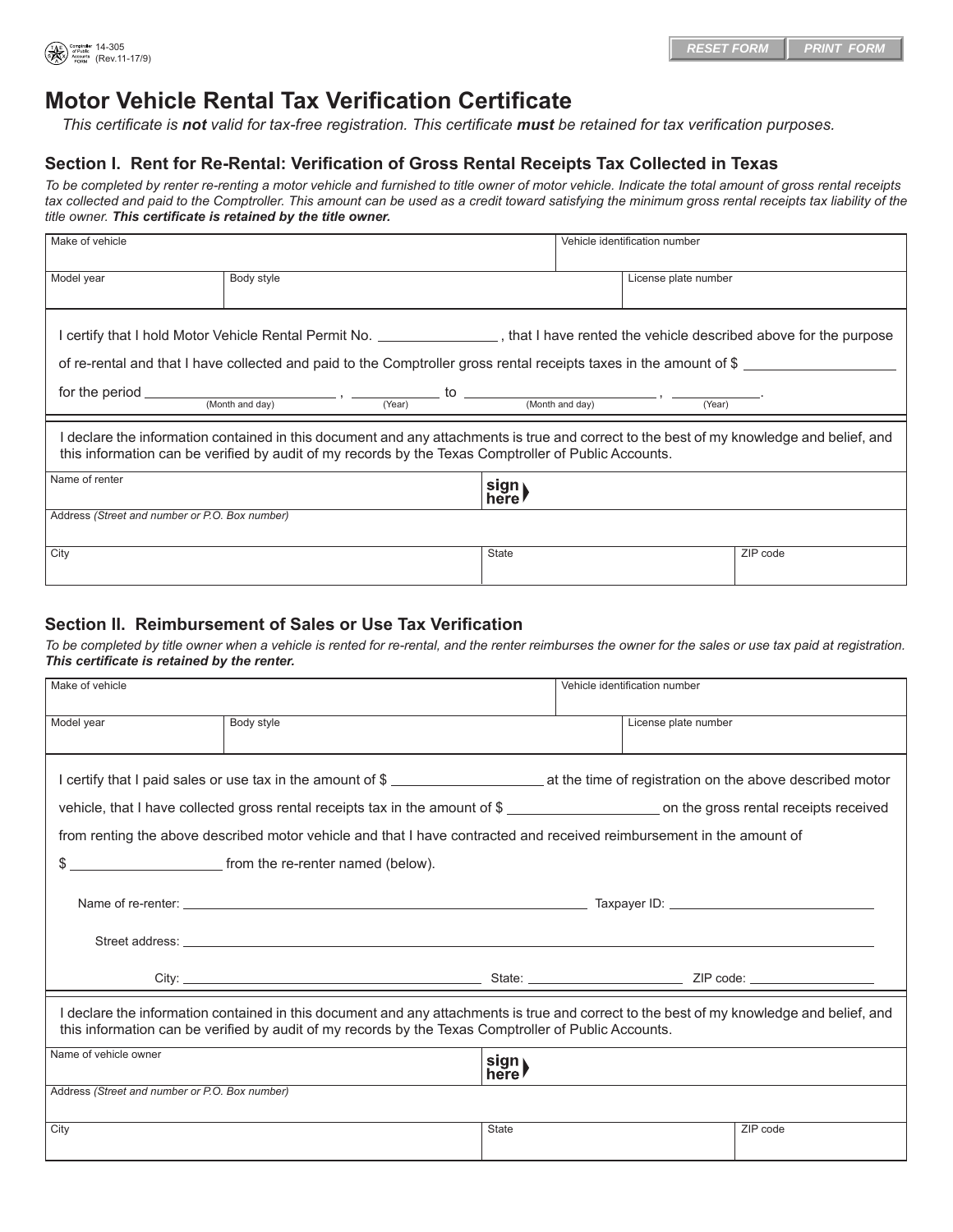14-305
(Rev.11-17/9)

RESET FORM | PRINT FORM

# Motor Vehicle Rental Tax Verification Certificate

*This certificate is **not** valid for tax-free registration. This certificate **must** be retained for tax verification purposes.*

## Section I. Rent for Re-Rental: Verification of Gross Rental Receipts Tax Collected in Texas

*To be completed by renter re-renting a motor vehicle and furnished to title owner of motor vehicle. Indicate the total amount of gross rental receipts tax collected and paid to the Comptroller. This amount can be used as a credit toward satisfying the minimum gross rental receipts tax liability of the title owner. **This certificate is retained by the title owner.***

| Make of vehicle | | Vehicle identification number |
|---|---|---|
| Model year | Body style | License plate number |

I certify that I hold Motor Vehicle Rental Permit No. ______________ , that I have rented the vehicle described above for the purpose of re-rental and that I have collected and paid to the Comptroller gross rental receipts taxes in the amount of $ ______________ for the period ______________ (Month and day) , ________ (Year) to ______________ (Month and day) , ________ (Year).

I declare the information contained in this document and any attachments is true and correct to the best of my knowledge and belief, and this information can be verified by audit of my records by the Texas Comptroller of Public Accounts.

| Name of renter | sign here | |
|---|---|---|
| Address *(Street and number or P.O. Box number)* | | |
| City | State | ZIP code |

## Section II. Reimbursement of Sales or Use Tax Verification

*To be completed by title owner when a vehicle is rented for re-rental, and the renter reimburses the owner for the sales or use tax paid at registration. **This certificate is retained by the renter.***

| Make of vehicle | | Vehicle identification number |
|---|---|---|
| Model year | Body style | License plate number |

I certify that I paid sales or use tax in the amount of $ ______________ at the time of registration on the above described motor vehicle, that I have collected gross rental receipts tax in the amount of $ ______________ on the gross rental receipts received from renting the above described motor vehicle and that I have contracted and received reimbursement in the amount of $ ______________ from the re-renter named (below).

Name of re-renter: ______________ Taxpayer ID: ______________

Street address: ______________

City: ______________ State: ______________ ZIP code: ______________

I declare the information contained in this document and any attachments is true and correct to the best of my knowledge and belief, and this information can be verified by audit of my records by the Texas Comptroller of Public Accounts.

| Name of vehicle owner | sign here | |
|---|---|---|
| Address *(Street and number or P.O. Box number)* | | |
| City | State | ZIP code |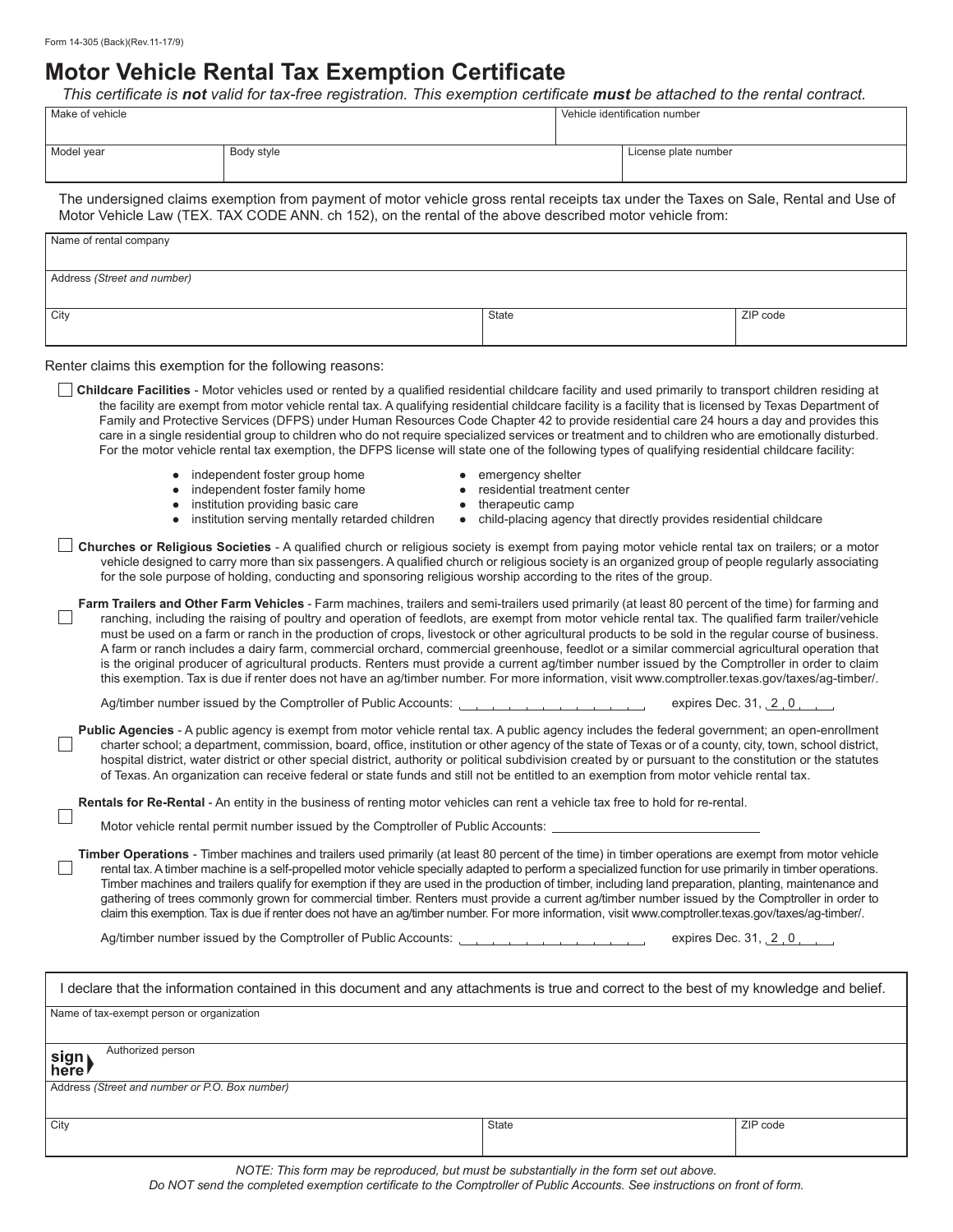Form 14-305 (Back)(Rev.11-17/9)

# Motor Vehicle Rental Tax Exemption Certificate

*This certificate is **not** valid for tax-free registration. This exemption certificate **must** be attached to the rental contract.*

| Make of vehicle | | Vehicle identification number | |
|---|---|---|---|
| Model year | Body style | | License plate number |

The undersigned claims exemption from payment of motor vehicle gross rental receipts tax under the Taxes on Sale, Rental and Use of Motor Vehicle Law (TEX. TAX CODE ANN. ch 152), on the rental of the above described motor vehicle from:

| Name of rental company | | |
|---|---|---|
| Address *(Street and number)* | | |
| City | State | ZIP code |

Renter claims this exemption for the following reasons:

☐ **Childcare Facilities** - Motor vehicles used or rented by a qualified residential childcare facility and used primarily to transport children residing at the facility are exempt from motor vehicle rental tax. A qualifying residential childcare facility is a facility that is licensed by Texas Department of Family and Protective Services (DFPS) under Human Resources Code Chapter 42 to provide residential care 24 hours a day and provides this care in a single residential group to children who do not require specialized services or treatment and to children who are emotionally disturbed. For the motor vehicle rental tax exemption, the DFPS license will state one of the following types of qualifying residential childcare facility:

- independent foster group home
- independent foster family home
- institution providing basic care
- institution serving mentally retarded children
- emergency shelter
- residential treatment center
- therapeutic camp
- child-placing agency that directly provides residential childcare

☐ **Churches or Religious Societies** - A qualified church or religious society is exempt from paying motor vehicle rental tax on trailers; or a motor vehicle designed to carry more than six passengers. A qualified church or religious society is an organized group of people regularly associating for the sole purpose of holding, conducting and sponsoring religious worship according to the rites of the group.

☐ **Farm Trailers and Other Farm Vehicles** - Farm machines, trailers and semi-trailers used primarily (at least 80 percent of the time) for farming and ranching, including the raising of poultry and operation of feedlots, are exempt from motor vehicle rental tax. The qualified farm trailer/vehicle must be used on a farm or ranch in the production of crops, livestock or other agricultural products to be sold in the regular course of business. A farm or ranch includes a dairy farm, commercial orchard, commercial greenhouse, feedlot or a similar commercial agricultural operation that is the original producer of agricultural products. Renters must provide a current ag/timber number issued by the Comptroller in order to claim this exemption. Tax is due if renter does not have an ag/timber number. For more information, visit www.comptroller.texas.gov/taxes/ag-timber/.

Ag/timber number issued by the Comptroller of Public Accounts: ____________ expires Dec. 31, 2 0 ___

☐ **Public Agencies** - A public agency is exempt from motor vehicle rental tax. A public agency includes the federal government; an open-enrollment charter school; a department, commission, board, office, institution or other agency of the state of Texas or of a county, city, town, school district, hospital district, water district or other special district, authority or political subdivision created by or pursuant to the constitution or the statutes of Texas. An organization can receive federal or state funds and still not be entitled to an exemption from motor vehicle rental tax.

☐ **Rentals for Re-Rental** - An entity in the business of renting motor vehicles can rent a vehicle tax free to hold for re-rental.

Motor vehicle rental permit number issued by the Comptroller of Public Accounts: ____________

☐ **Timber Operations** - Timber machines and trailers used primarily (at least 80 percent of the time) in timber operations are exempt from motor vehicle rental tax. A timber machine is a self-propelled motor vehicle specially adapted to perform a specialized function for use primarily in timber operations. Timber machines and trailers qualify for exemption if they are used in the production of timber, including land preparation, planting, maintenance and gathering of trees commonly grown for commercial timber. Renters must provide a current ag/timber number issued by the Comptroller in order to claim this exemption. Tax is due if renter does not have an ag/timber number. For more information, visit www.comptroller.texas.gov/taxes/ag-timber/.

Ag/timber number issued by the Comptroller of Public Accounts: ____________ expires Dec. 31, 2 0 ___

I declare that the information contained in this document and any attachments is true and correct to the best of my knowledge and belief.

| Name of tax-exempt person or organization | | |
|---|---|---|
| sign here ▶ Authorized person | | |
| Address *(Street and number or P.O. Box number)* | | |
| City | State | ZIP code |

*NOTE: This form may be reproduced, but must be substantially in the form set out above.*
*Do NOT send the completed exemption certificate to the Comptroller of Public Accounts. See instructions on front of form.*